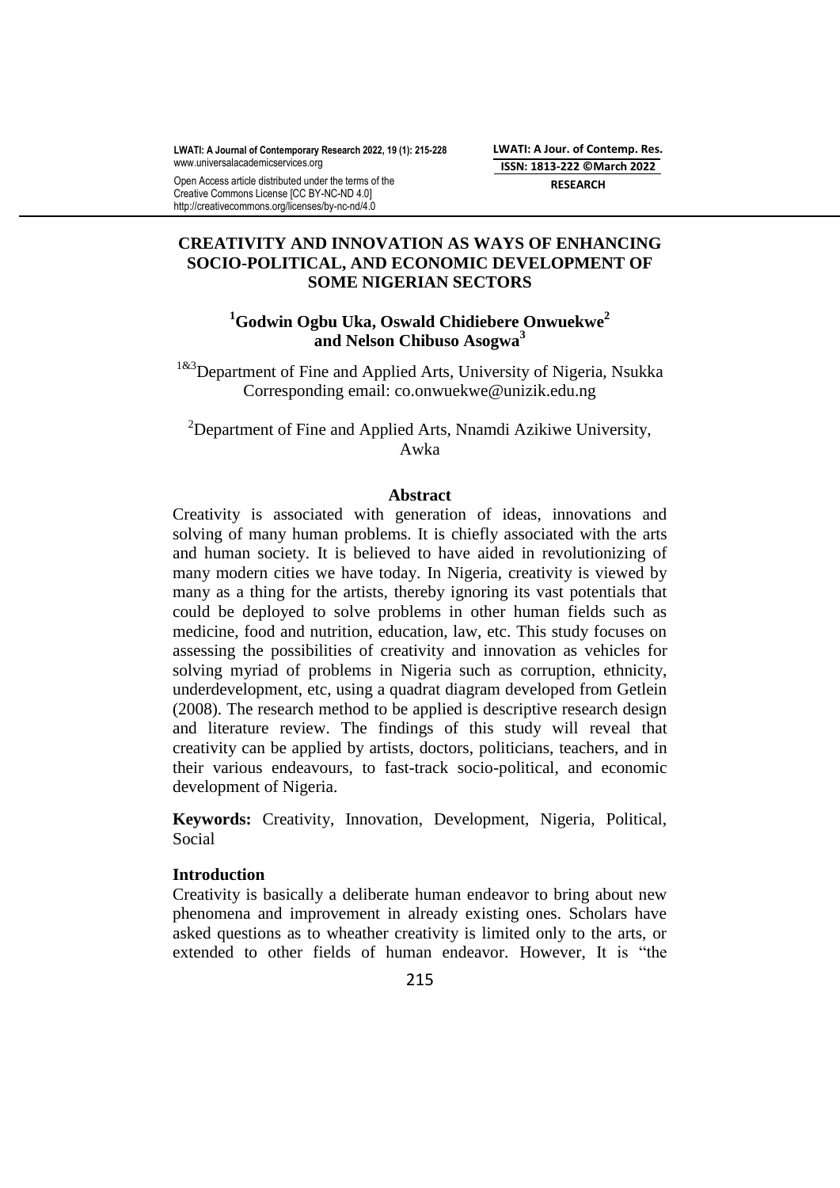# CREATIVITY AND INNOVATION AS WAYS OF ENHANCING SOCIO-POLITICAL, AND ECONOMIC DEVELOPMENT OF SOME NIGERIAN SECTORS

**[1]Godwin Ogbu Uka, Oswald Chidiebere Onwuekwe[2] and Nelson Chibuso Asogwa[3]**

[1&3]Department of Fine and Applied Arts, University of Nigeria, Nsukka
Corresponding email: co.onwuekwe@unizik.edu.ng

[2]Department of Fine and Applied Arts, Nnamdi Azikiwe University, Awka

## Abstract

Creativity is associated with generation of ideas, innovations and solving of many human problems. It is chiefly associated with the arts and human society. It is believed to have aided in revolutionizing of many modern cities we have today. In Nigeria, creativity is viewed by many as a thing for the artists, thereby ignoring its vast potentials that could be deployed to solve problems in other human fields such as medicine, food and nutrition, education, law, etc. This study focuses on assessing the possibilities of creativity and innovation as vehicles for solving myriad of problems in Nigeria such as corruption, ethnicity, underdevelopment, etc, using a quadrat diagram developed from Getlein (2008). The research method to be applied is descriptive research design and literature review. The findings of this study will reveal that creativity can be applied by artists, doctors, politicians, teachers, and in their various endeavours, to fast-track socio-political, and economic development of Nigeria.

**Keywords:** Creativity, Innovation, Development, Nigeria, Political, Social

## Introduction

Creativity is basically a deliberate human endeavor to bring about new phenomena and improvement in already existing ones. Scholars have asked questions as to wheather creativity is limited only to the arts, or extended to other fields of human endeavor. However, It is "the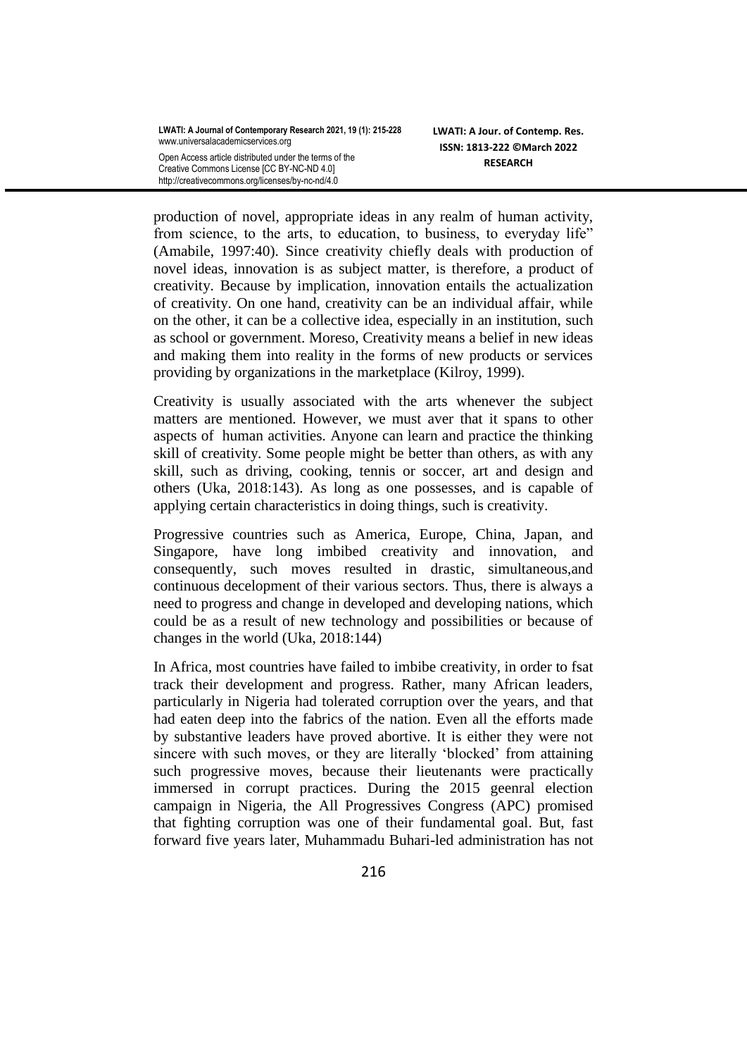production of novel, appropriate ideas in any realm of human activity, from science, to the arts, to education, to business, to everyday life" (Amabile, 1997:40). Since creativity chiefly deals with production of novel ideas, innovation is as subject matter, is therefore, a product of creativity. Because by implication, innovation entails the actualization of creativity. On one hand, creativity can be an individual affair, while on the other, it can be a collective idea, especially in an institution, such as school or government. Moreso, Creativity means a belief in new ideas and making them into reality in the forms of new products or services providing by organizations in the marketplace (Kilroy, 1999).

Creativity is usually associated with the arts whenever the subject matters are mentioned. However, we must aver that it spans to other aspects of human activities. Anyone can learn and practice the thinking skill of creativity. Some people might be better than others, as with any skill, such as driving, cooking, tennis or soccer, art and design and others (Uka, 2018:143). As long as one possesses, and is capable of applying certain characteristics in doing things, such is creativity.

Progressive countries such as America, Europe, China, Japan, and Singapore, have long imbibed creativity and innovation, and consequently, such moves resulted in drastic, simultaneous,and continuous decelopment of their various sectors. Thus, there is always a need to progress and change in developed and developing nations, which could be as a result of new technology and possibilities or because of changes in the world (Uka, 2018:144)

In Africa, most countries have failed to imbibe creativity, in order to fsat track their development and progress. Rather, many African leaders, particularly in Nigeria had tolerated corruption over the years, and that had eaten deep into the fabrics of the nation. Even all the efforts made by substantive leaders have proved abortive. It is either they were not sincere with such moves, or they are literally 'blocked' from attaining such progressive moves, because their lieutenants were practically immersed in corrupt practices. During the 2015 geenral election campaign in Nigeria, the All Progressives Congress (APC) promised that fighting corruption was one of their fundamental goal. But, fast forward five years later, Muhammadu Buhari-led administration has not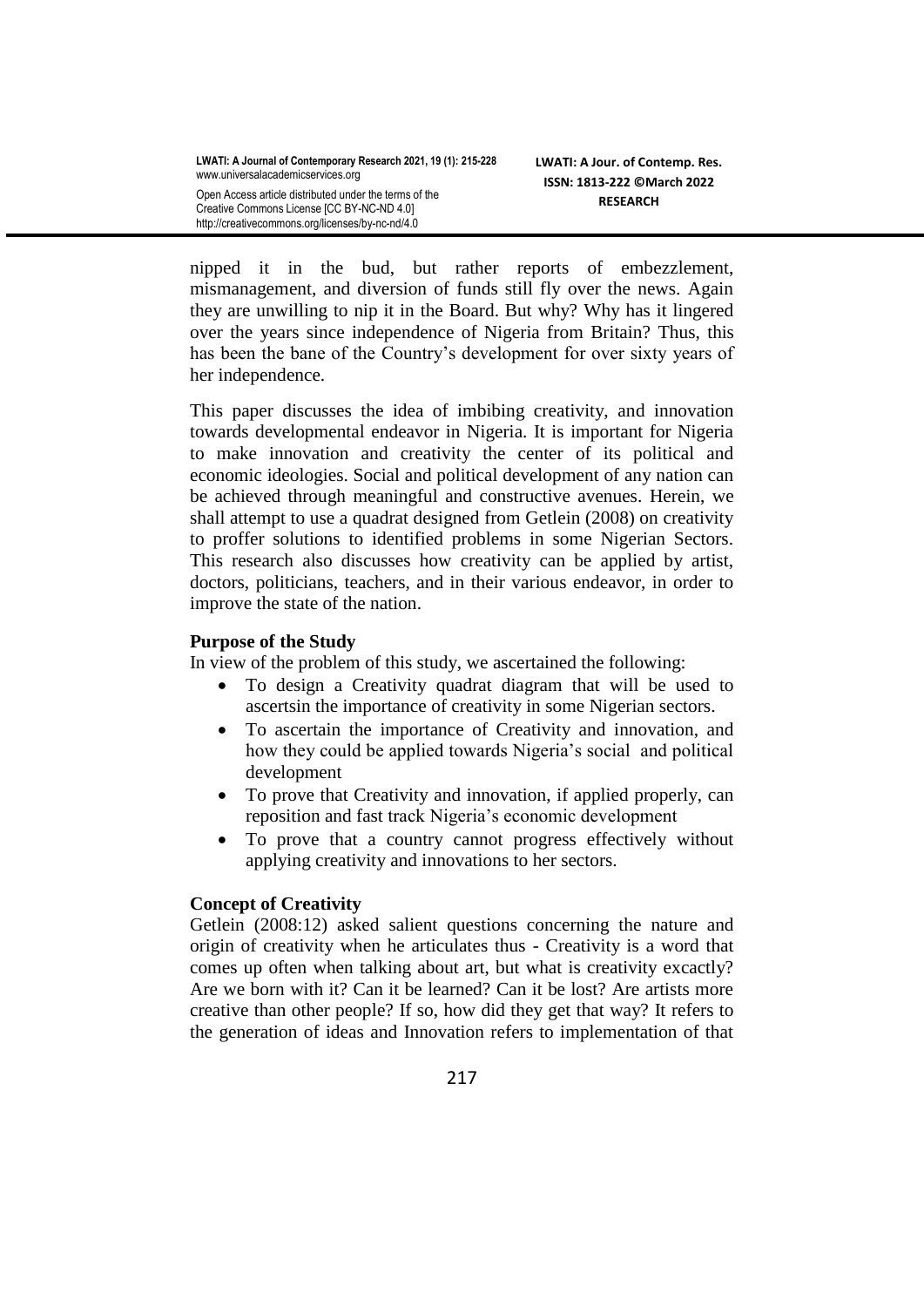nipped it in the bud, but rather reports of embezzlement, mismanagement, and diversion of funds still fly over the news. Again they are unwilling to nip it in the Board. But why? Why has it lingered over the years since independence of Nigeria from Britain? Thus, this has been the bane of the Country's development for over sixty years of her independence.

This paper discusses the idea of imbibing creativity, and innovation towards developmental endeavor in Nigeria. It is important for Nigeria to make innovation and creativity the center of its political and economic ideologies. Social and political development of any nation can be achieved through meaningful and constructive avenues. Herein, we shall attempt to use a quadrat designed from Getlein (2008) on creativity to proffer solutions to identified problems in some Nigerian Sectors. This research also discusses how creativity can be applied by artist, doctors, politicians, teachers, and in their various endeavor, in order to improve the state of the nation.

**Purpose of the Study**

In view of the problem of this study, we ascertained the following:

- To design a Creativity quadrat diagram that will be used to ascertsin the importance of creativity in some Nigerian sectors.
- To ascertain the importance of Creativity and innovation, and how they could be applied towards Nigeria's social and political development
- To prove that Creativity and innovation, if applied properly, can reposition and fast track Nigeria's economic development
- To prove that a country cannot progress effectively without applying creativity and innovations to her sectors.

**Concept of Creativity**

Getlein (2008:12) asked salient questions concerning the nature and origin of creativity when he articulates thus - Creativity is a word that comes up often when talking about art, but what is creativity excactly? Are we born with it? Can it be learned? Can it be lost? Are artists more creative than other people? If so, how did they get that way? It refers to the generation of ideas and Innovation refers to implementation of that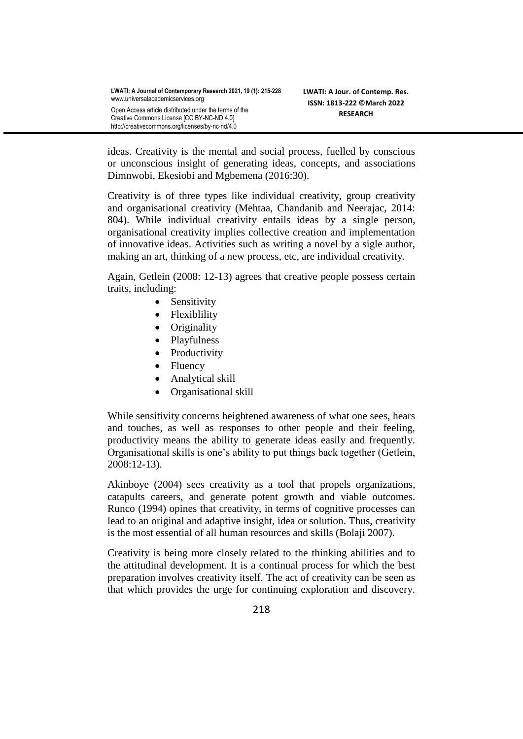ideas. Creativity is the mental and social process, fuelled by conscious or unconscious insight of generating ideas, concepts, and associations Dimnwobi, Ekesiobi and Mgbemena (2016:30).

Creativity is of three types like individual creativity, group creativity and organisational creativity (Mehtaa, Chandanib and Neerajac, 2014: 804). While individual creativity entails ideas by a single person, organisational creativity implies collective creation and implementation of innovative ideas. Activities such as writing a novel by a sigle author, making an art, thinking of a new process, etc, are individual creativity.

Again, Getlein (2008: 12-13) agrees that creative people possess certain traits, including:

- Sensitivity
- Flexiblility
- Originality
- Playfulness
- Productivity
- Fluency
- Analytical skill
- Organisational skill

While sensitivity concerns heightened awareness of what one sees, hears and touches, as well as responses to other people and their feeling, productivity means the ability to generate ideas easily and frequently. Organisational skills is one's ability to put things back together (Getlein, 2008:12-13).

Akinboye (2004) sees creativity as a tool that propels organizations, catapults careers, and generate potent growth and viable outcomes. Runco (1994) opines that creativity, in terms of cognitive processes can lead to an original and adaptive insight, idea or solution. Thus, creativity is the most essential of all human resources and skills (Bolaji 2007).

Creativity is being more closely related to the thinking abilities and to the attitudinal development. It is a continual process for which the best preparation involves creativity itself. The act of creativity can be seen as that which provides the urge for continuing exploration and discovery.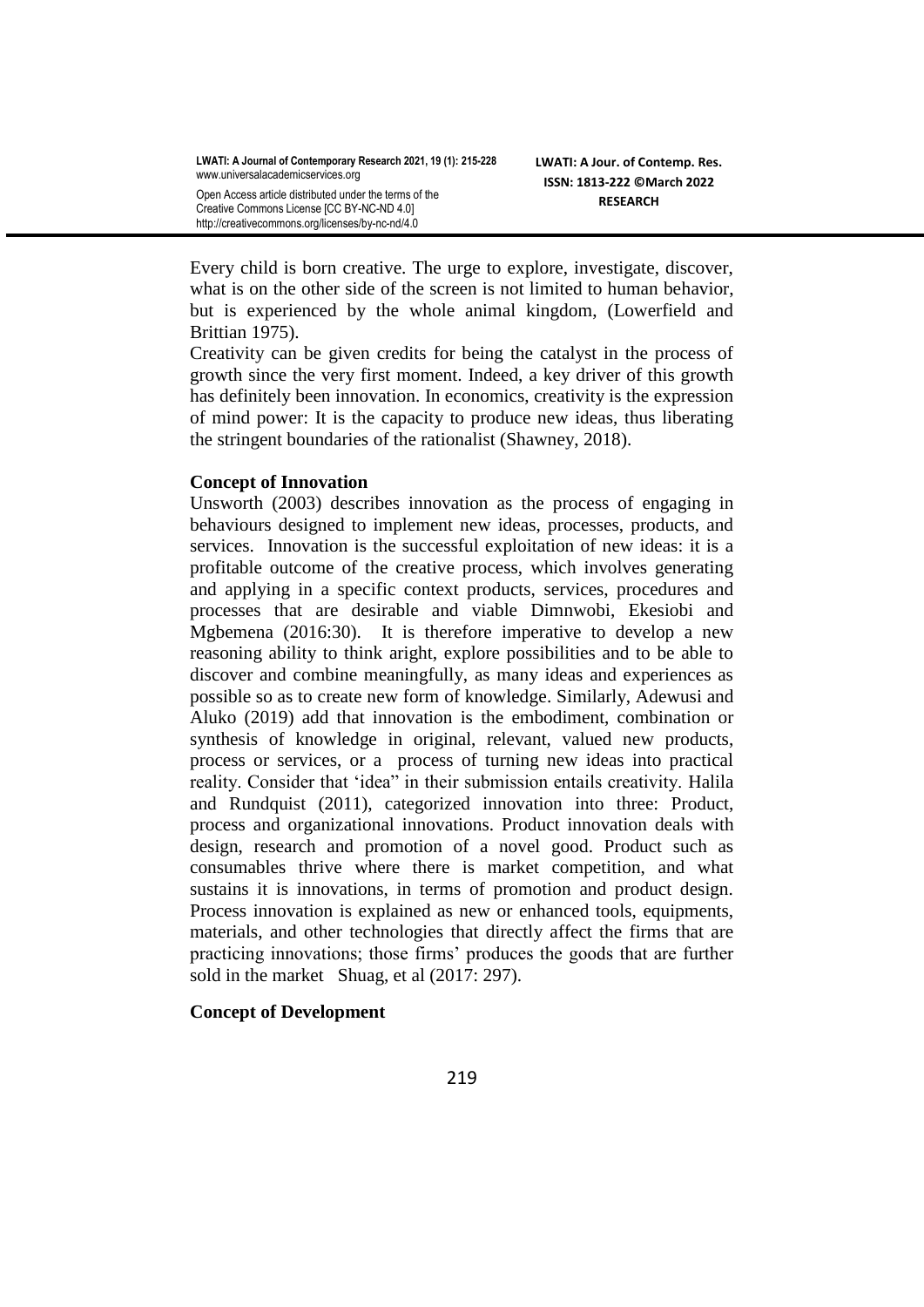Every child is born creative. The urge to explore, investigate, discover, what is on the other side of the screen is not limited to human behavior, but is experienced by the whole animal kingdom, (Lowerfield and Brittian 1975).

Creativity can be given credits for being the catalyst in the process of growth since the very first moment. Indeed, a key driver of this growth has definitely been innovation. In economics, creativity is the expression of mind power: It is the capacity to produce new ideas, thus liberating the stringent boundaries of the rationalist (Shawney, 2018).

**Concept of Innovation**

Unsworth (2003) describes innovation as the process of engaging in behaviours designed to implement new ideas, processes, products, and services. Innovation is the successful exploitation of new ideas: it is a profitable outcome of the creative process, which involves generating and applying in a specific context products, services, procedures and processes that are desirable and viable Dimnwobi, Ekesiobi and Mgbemena (2016:30). It is therefore imperative to develop a new reasoning ability to think aright, explore possibilities and to be able to discover and combine meaningfully, as many ideas and experiences as possible so as to create new form of knowledge. Similarly, Adewusi and Aluko (2019) add that innovation is the embodiment, combination or synthesis of knowledge in original, relevant, valued new products, process or services, or a process of turning new ideas into practical reality. Consider that 'idea" in their submission entails creativity. Halila and Rundquist (2011), categorized innovation into three: Product, process and organizational innovations. Product innovation deals with design, research and promotion of a novel good. Product such as consumables thrive where there is market competition, and what sustains it is innovations, in terms of promotion and product design. Process innovation is explained as new or enhanced tools, equipments, materials, and other technologies that directly affect the firms that are practicing innovations; those firms' produces the goods that are further sold in the market Shuag, et al (2017: 297).

**Concept of Development**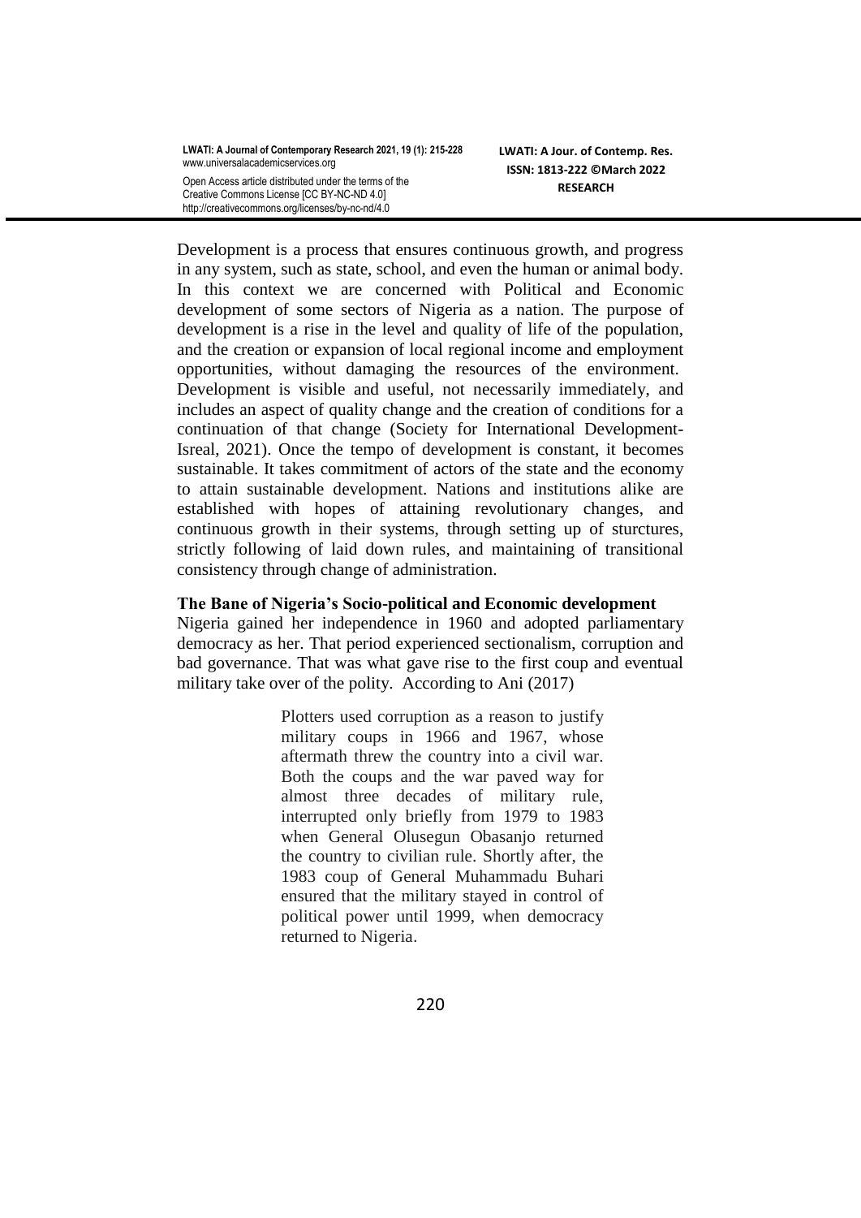Development is a process that ensures continuous growth, and progress in any system, such as state, school, and even the human or animal body. In this context we are concerned with Political and Economic development of some sectors of Nigeria as a nation. The purpose of development is a rise in the level and quality of life of the population, and the creation or expansion of local regional income and employment opportunities, without damaging the resources of the environment. Development is visible and useful, not necessarily immediately, and includes an aspect of quality change and the creation of conditions for a continuation of that change (Society for International Development-Isreal, 2021). Once the tempo of development is constant, it becomes sustainable. It takes commitment of actors of the state and the economy to attain sustainable development. Nations and institutions alike are established with hopes of attaining revolutionary changes, and continuous growth in their systems, through setting up of sturctures, strictly following of laid down rules, and maintaining of transitional consistency through change of administration.

**The Bane of Nigeria's Socio-political and Economic development**

Nigeria gained her independence in 1960 and adopted parliamentary democracy as her. That period experienced sectionalism, corruption and bad governance. That was what gave rise to the first coup and eventual military take over of the polity. According to Ani (2017)

> Plotters used corruption as a reason to justify military coups in 1966 and 1967, whose aftermath threw the country into a civil war. Both the coups and the war paved way for almost three decades of military rule, interrupted only briefly from 1979 to 1983 when General Olusegun Obasanjo returned the country to civilian rule. Shortly after, the 1983 coup of General Muhammadu Buhari ensured that the military stayed in control of political power until 1999, when democracy returned to Nigeria.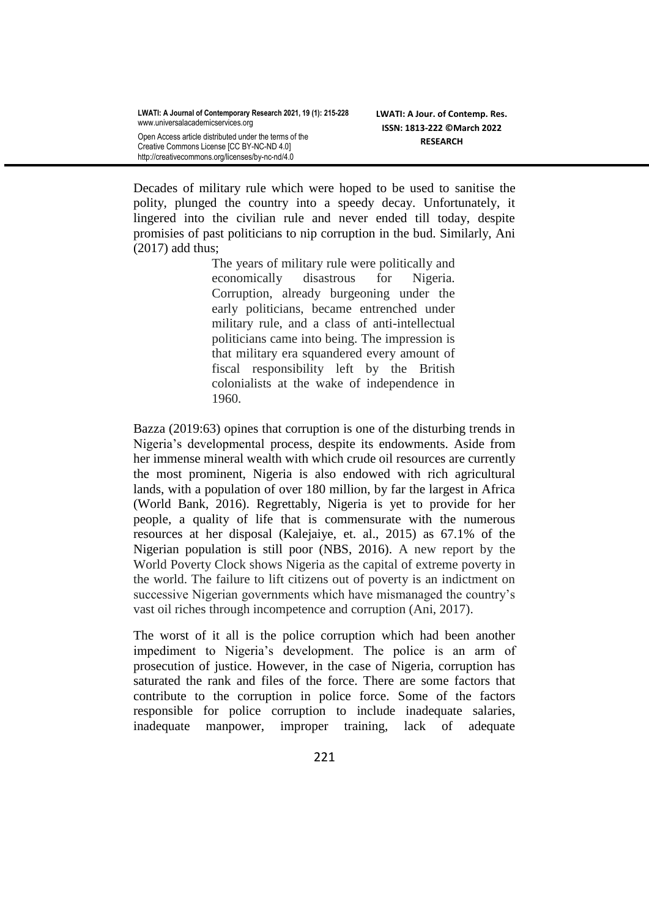Decades of military rule which were hoped to be used to sanitise the polity, plunged the country into a speedy decay. Unfortunately, it lingered into the civilian rule and never ended till today, despite promisies of past politicians to nip corruption in the bud. Similarly, Ani (2017) add thus;

> The years of military rule were politically and economically disastrous for Nigeria. Corruption, already burgeoning under the early politicians, became entrenched under military rule, and a class of anti-intellectual politicians came into being. The impression is that military era squandered every amount of fiscal responsibility left by the British colonialists at the wake of independence in 1960.

Bazza (2019:63) opines that corruption is one of the disturbing trends in Nigeria's developmental process, despite its endowments. Aside from her immense mineral wealth with which crude oil resources are currently the most prominent, Nigeria is also endowed with rich agricultural lands, with a population of over 180 million, by far the largest in Africa (World Bank, 2016). Regrettably, Nigeria is yet to provide for her people, a quality of life that is commensurate with the numerous resources at her disposal (Kalejaiye, et. al., 2015) as 67.1% of the Nigerian population is still poor (NBS, 2016). A new report by the World Poverty Clock shows Nigeria as the capital of extreme poverty in the world. The failure to lift citizens out of poverty is an indictment on successive Nigerian governments which have mismanaged the country's vast oil riches through incompetence and corruption (Ani, 2017).

The worst of it all is the police corruption which had been another impediment to Nigeria's development. The police is an arm of prosecution of justice. However, in the case of Nigeria, corruption has saturated the rank and files of the force. There are some factors that contribute to the corruption in police force. Some of the factors responsible for police corruption to include inadequate salaries, inadequate manpower, improper training, lack of adequate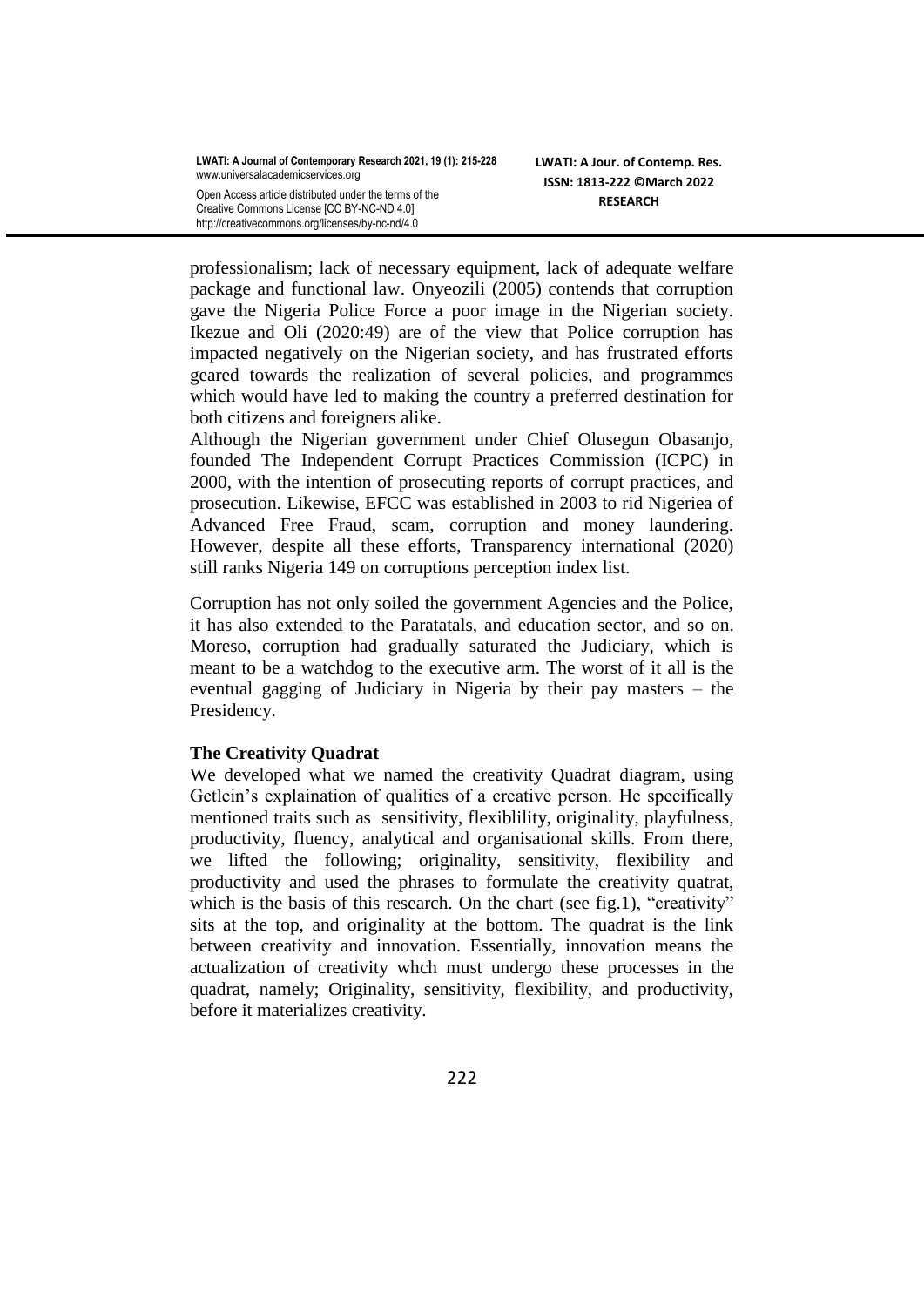professionalism; lack of necessary equipment, lack of adequate welfare package and functional law. Onyeozili (2005) contends that corruption gave the Nigeria Police Force a poor image in the Nigerian society. Ikezue and Oli (2020:49) are of the view that Police corruption has impacted negatively on the Nigerian society, and has frustrated efforts geared towards the realization of several policies, and programmes which would have led to making the country a preferred destination for both citizens and foreigners alike.

Although the Nigerian government under Chief Olusegun Obasanjo, founded The Independent Corrupt Practices Commission (ICPC) in 2000, with the intention of prosecuting reports of corrupt practices, and prosecution. Likewise, EFCC was established in 2003 to rid Nigeriea of Advanced Free Fraud, scam, corruption and money laundering. However, despite all these efforts, Transparency international (2020) still ranks Nigeria 149 on corruptions perception index list.

Corruption has not only soiled the government Agencies and the Police, it has also extended to the Paratatals, and education sector, and so on. Moreso, corruption had gradually saturated the Judiciary, which is meant to be a watchdog to the executive arm. The worst of it all is the eventual gagging of Judiciary in Nigeria by their pay masters – the Presidency.

### The Creativity Quadrat

We developed what we named the creativity Quadrat diagram, using Getlein's explaination of qualities of a creative person. He specifically mentioned traits such as sensitivity, flexiblility, originality, playfulness, productivity, fluency, analytical and organisational skills. From there, we lifted the following; originality, sensitivity, flexibility and productivity and used the phrases to formulate the creativity quatrat, which is the basis of this research. On the chart (see fig.1), "creativity" sits at the top, and originality at the bottom. The quadrat is the link between creativity and innovation. Essentially, innovation means the actualization of creativity whch must undergo these processes in the quadrat, namely; Originality, sensitivity, flexibility, and productivity, before it materializes creativity.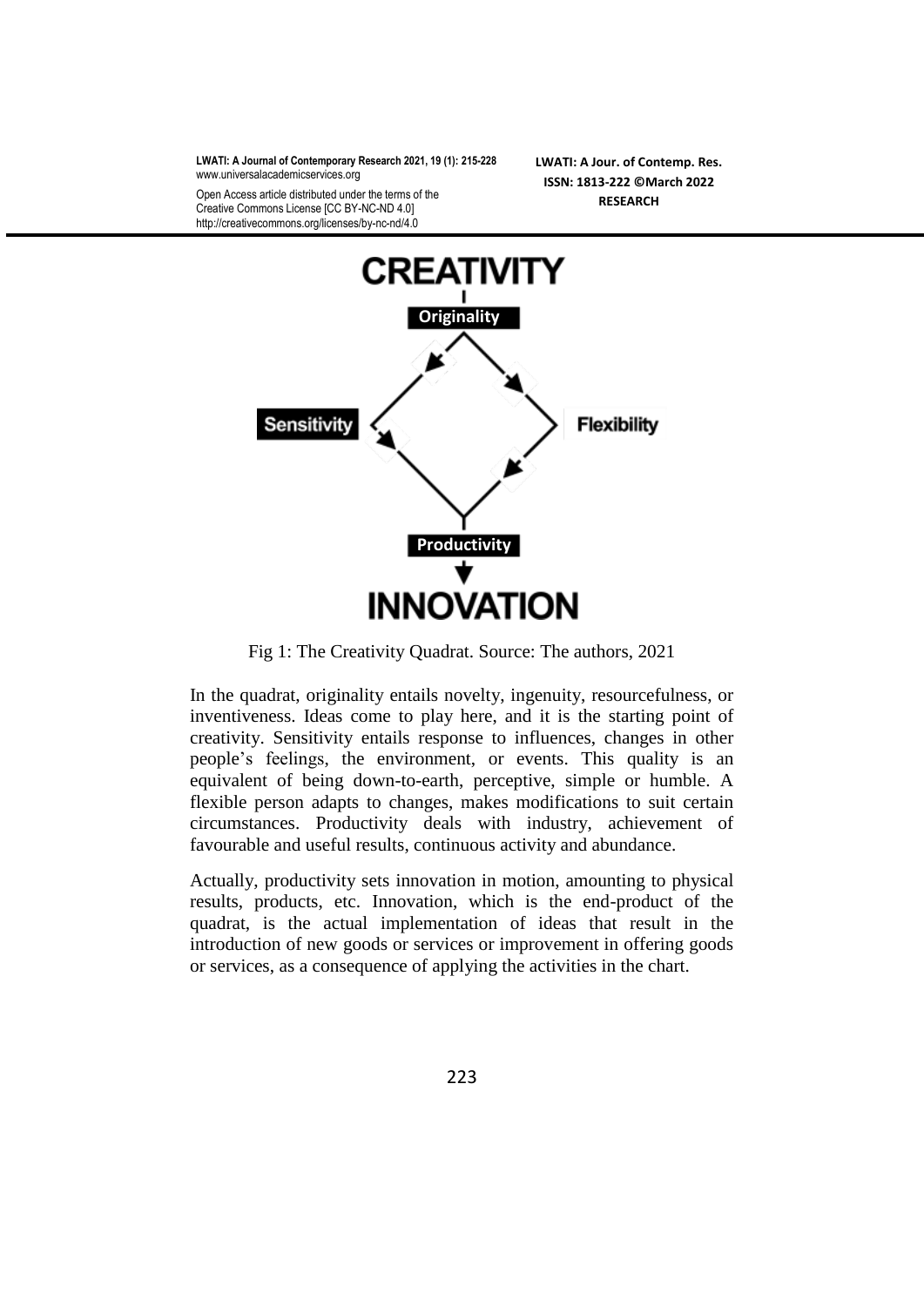CREATIVITY

Originality

Sensitivity

Flexibility

Productivity

INNOVATION

Fig 1: The Creativity Quadrat. Source: The authors, 2021

In the quadrat, originality entails novelty, ingenuity, resourcefulness, or inventiveness. Ideas come to play here, and it is the starting point of creativity. Sensitivity entails response to influences, changes in other people's feelings, the environment, or events. This quality is an equivalent of being down-to-earth, perceptive, simple or humble. A flexible person adapts to changes, makes modifications to suit certain circumstances. Productivity deals with industry, achievement of favourable and useful results, continuous activity and abundance.

Actually, productivity sets innovation in motion, amounting to physical results, products, etc. Innovation, which is the end-product of the quadrat, is the actual implementation of ideas that result in the introduction of new goods or services or improvement in offering goods or services, as a consequence of applying the activities in the chart.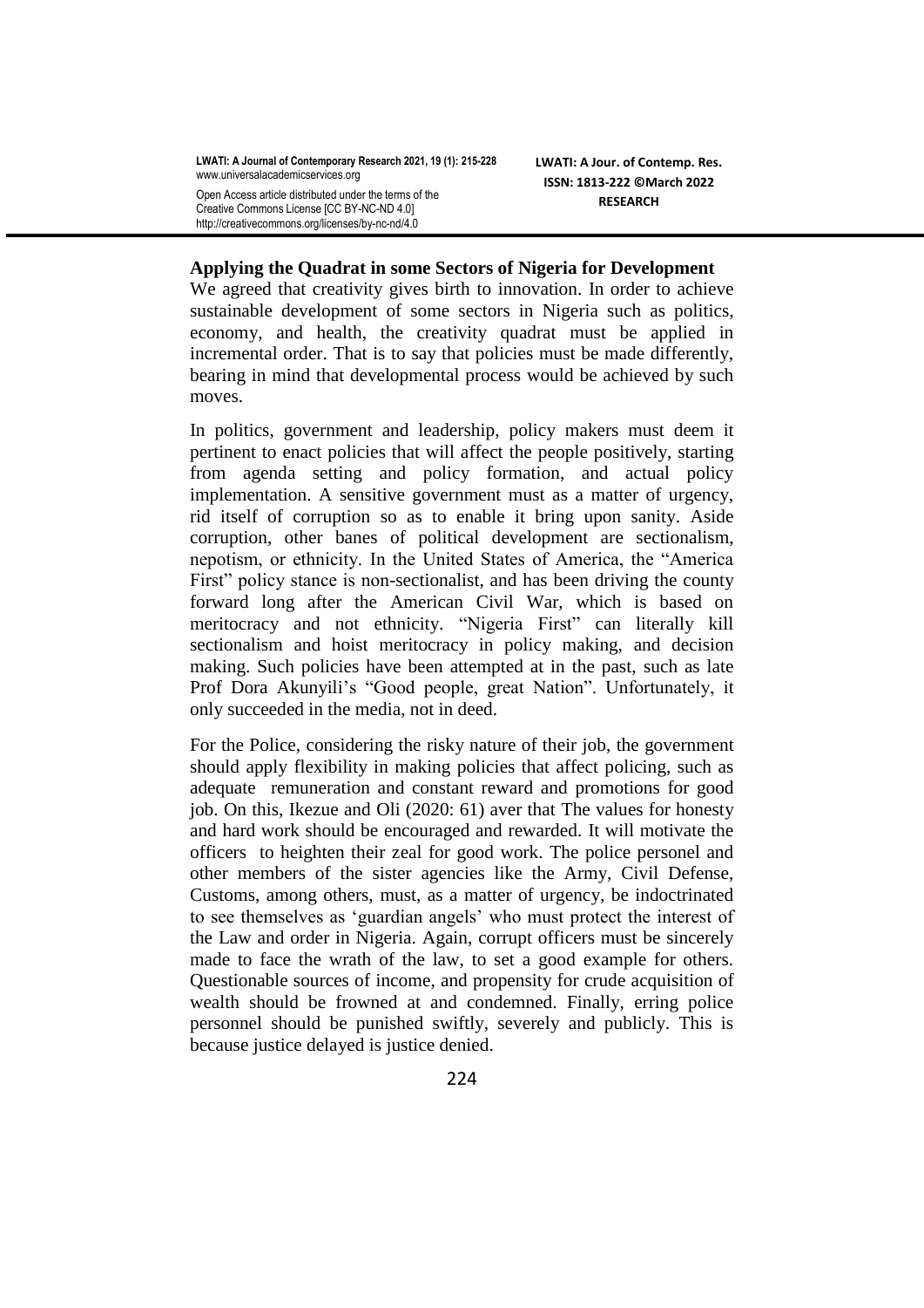**Applying the Quadrat in some Sectors of Nigeria for Development**

We agreed that creativity gives birth to innovation. In order to achieve sustainable development of some sectors in Nigeria such as politics, economy, and health, the creativity quadrat must be applied in incremental order. That is to say that policies must be made differently, bearing in mind that developmental process would be achieved by such moves.

In politics, government and leadership, policy makers must deem it pertinent to enact policies that will affect the people positively, starting from agenda setting and policy formation, and actual policy implementation. A sensitive government must as a matter of urgency, rid itself of corruption so as to enable it bring upon sanity. Aside corruption, other banes of political development are sectionalism, nepotism, or ethnicity. In the United States of America, the "America First" policy stance is non-sectionalist, and has been driving the county forward long after the American Civil War, which is based on meritocracy and not ethnicity. "Nigeria First" can literally kill sectionalism and hoist meritocracy in policy making, and decision making. Such policies have been attempted at in the past, such as late Prof Dora Akunyili's "Good people, great Nation". Unfortunately, it only succeeded in the media, not in deed.

For the Police, considering the risky nature of their job, the government should apply flexibility in making policies that affect policing, such as adequate remuneration and constant reward and promotions for good job. On this, Ikezue and Oli (2020: 61) aver that The values for honesty and hard work should be encouraged and rewarded. It will motivate the officers to heighten their zeal for good work. The police personel and other members of the sister agencies like the Army, Civil Defense, Customs, among others, must, as a matter of urgency, be indoctrinated to see themselves as 'guardian angels' who must protect the interest of the Law and order in Nigeria. Again, corrupt officers must be sincerely made to face the wrath of the law, to set a good example for others. Questionable sources of income, and propensity for crude acquisition of wealth should be frowned at and condemned. Finally, erring police personnel should be punished swiftly, severely and publicly. This is because justice delayed is justice denied.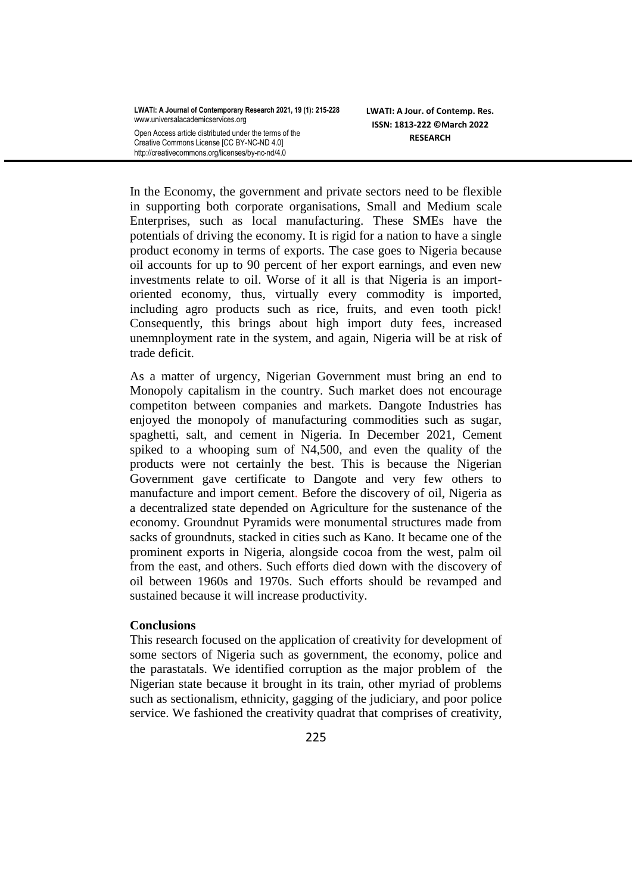In the Economy, the government and private sectors need to be flexible in supporting both corporate organisations, Small and Medium scale Enterprises, such as local manufacturing. These SMEs have the potentials of driving the economy. It is rigid for a nation to have a single product economy in terms of exports. The case goes to Nigeria because oil accounts for up to 90 percent of her export earnings, and even new investments relate to oil. Worse of it all is that Nigeria is an import-oriented economy, thus, virtually every commodity is imported, including agro products such as rice, fruits, and even tooth pick! Consequently, this brings about high import duty fees, increased unemnployment rate in the system, and again, Nigeria will be at risk of trade deficit.

As a matter of urgency, Nigerian Government must bring an end to Monopoly capitalism in the country. Such market does not encourage competiton between companies and markets. Dangote Industries has enjoyed the monopoly of manufacturing commodities such as sugar, spaghetti, salt, and cement in Nigeria. In December 2021, Cement spiked to a whooping sum of N4,500, and even the quality of the products were not certainly the best. This is because the Nigerian Government gave certificate to Dangote and very few others to manufacture and import cement. Before the discovery of oil, Nigeria as a decentralized state depended on Agriculture for the sustenance of the economy. Groundnut Pyramids were monumental structures made from sacks of groundnuts, stacked in cities such as Kano. It became one of the prominent exports in Nigeria, alongside cocoa from the west, palm oil from the east, and others. Such efforts died down with the discovery of oil between 1960s and 1970s. Such efforts should be revamped and sustained because it will increase productivity.

**Conclusions**

This research focused on the application of creativity for development of some sectors of Nigeria such as government, the economy, police and the parastatals. We identified corruption as the major problem of the Nigerian state because it brought in its train, other myriad of problems such as sectionalism, ethnicity, gagging of the judiciary, and poor police service. We fashioned the creativity quadrat that comprises of creativity,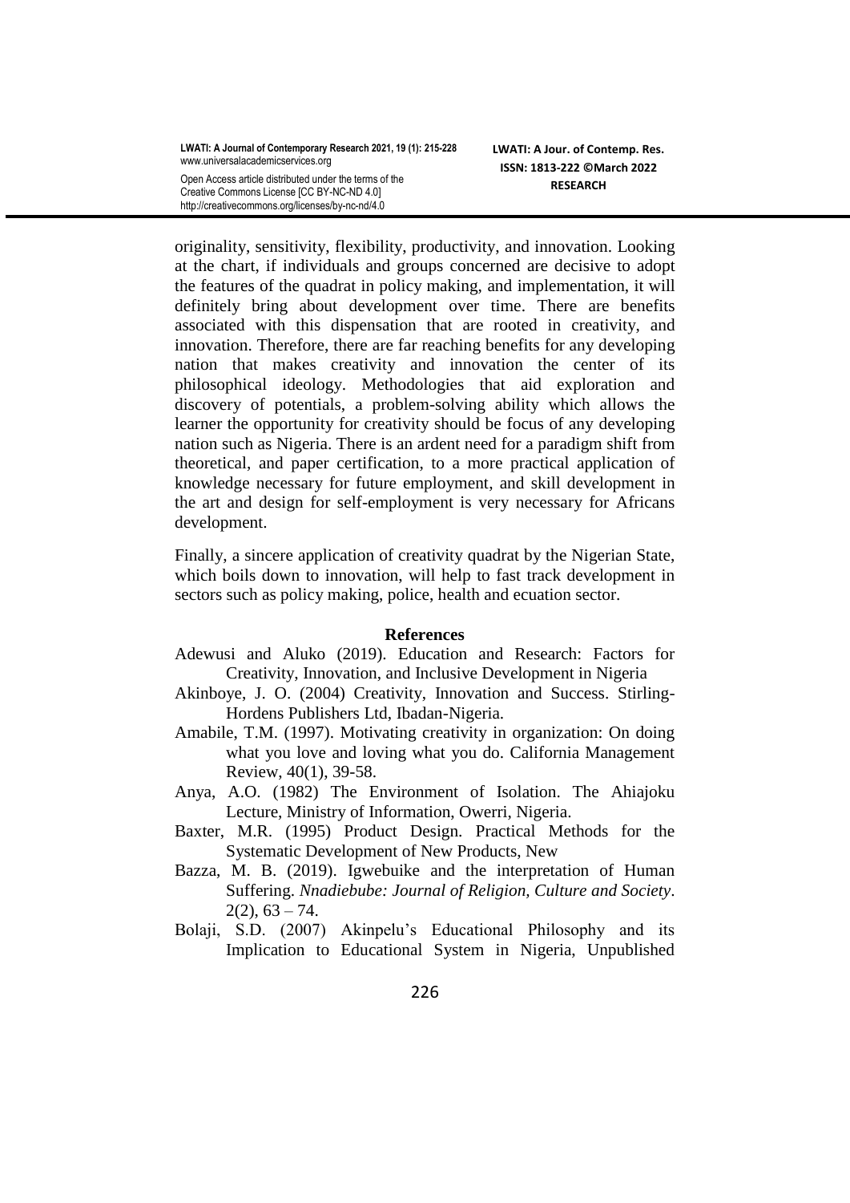originality, sensitivity, flexibility, productivity, and innovation. Looking at the chart, if individuals and groups concerned are decisive to adopt the features of the quadrat in policy making, and implementation, it will definitely bring about development over time. There are benefits associated with this dispensation that are rooted in creativity, and innovation. Therefore, there are far reaching benefits for any developing nation that makes creativity and innovation the center of its philosophical ideology. Methodologies that aid exploration and discovery of potentials, a problem-solving ability which allows the learner the opportunity for creativity should be focus of any developing nation such as Nigeria. There is an ardent need for a paradigm shift from theoretical, and paper certification, to a more practical application of knowledge necessary for future employment, and skill development in the art and design for self-employment is very necessary for Africans development.

Finally, a sincere application of creativity quadrat by the Nigerian State, which boils down to innovation, will help to fast track development in sectors such as policy making, police, health and ecuation sector.

## References

Adewusi and Aluko (2019). Education and Research: Factors for Creativity, Innovation, and Inclusive Development in Nigeria

Akinboye, J. O. (2004) Creativity, Innovation and Success. Stirling-Hordens Publishers Ltd, Ibadan-Nigeria.

Amabile, T.M. (1997). Motivating creativity in organization: On doing what you love and loving what you do. California Management Review, 40(1), 39-58.

Anya, A.O. (1982) The Environment of Isolation. The Ahiajoku Lecture, Ministry of Information, Owerri, Nigeria.

Baxter, M.R. (1995) Product Design. Practical Methods for the Systematic Development of New Products, New

Bazza, M. B. (2019). Igwebuike and the interpretation of Human Suffering. *Nnadiebube: Journal of Religion, Culture and Society*. 2(2), 63 – 74.

Bolaji, S.D. (2007) Akinpelu's Educational Philosophy and its Implication to Educational System in Nigeria, Unpublished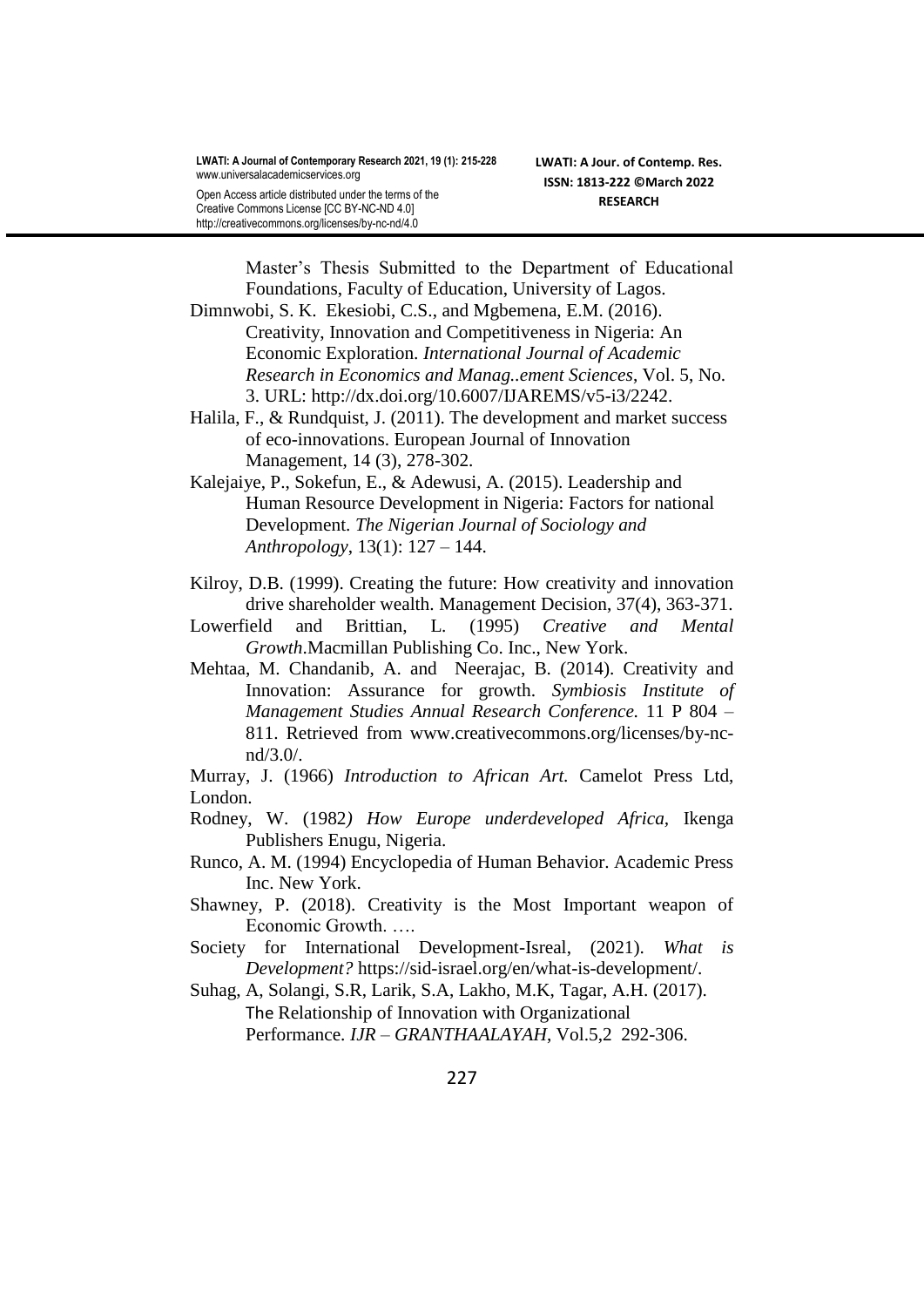Master's Thesis Submitted to the Department of Educational Foundations, Faculty of Education, University of Lagos.

Dimnwobi, S. K. Ekesiobi, C.S., and Mgbemena, E.M. (2016). Creativity, Innovation and Competitiveness in Nigeria: An Economic Exploration. *International Journal of Academic Research in Economics and Manag..ement Sciences*, Vol. 5, No. 3. URL: http://dx.doi.org/10.6007/IJAREMS/v5-i3/2242.

Halila, F., & Rundquist, J. (2011). The development and market success of eco-innovations. European Journal of Innovation Management, 14 (3), 278-302.

Kalejaiye, P., Sokefun, E., & Adewusi, A. (2015). Leadership and Human Resource Development in Nigeria: Factors for national Development. *The Nigerian Journal of Sociology and Anthropology*, 13(1): 127 – 144.

Kilroy, D.B. (1999). Creating the future: How creativity and innovation drive shareholder wealth. Management Decision, 37(4), 363-371.

Lowerfield and Brittian, L. (1995) *Creative and Mental Growth*.Macmillan Publishing Co. Inc., New York.

Mehtaa, M. Chandanib, A. and Neerajac, B. (2014). Creativity and Innovation: Assurance for growth. *Symbiosis Institute of Management Studies Annual Research Conference.* 11 P 804 – 811. Retrieved from www.creativecommons.org/licenses/by-nc-nd/3.0/.

Murray, J. (1966) *Introduction to African Art.* Camelot Press Ltd, London.

Rodney, W. (1982*) How Europe underdeveloped Africa*, Ikenga Publishers Enugu, Nigeria.

Runco, A. M. (1994) Encyclopedia of Human Behavior. Academic Press Inc. New York.

Shawney, P. (2018). Creativity is the Most Important weapon of Economic Growth. ….

Society for International Development-Isreal, (2021). *What is Development?* https://sid-israel.org/en/what-is-development/.

Suhag, A, Solangi, S.R, Larik, S.A, Lakho, M.K, Tagar, A.H. (2017). The Relationship of Innovation with Organizational Performance. *IJR – GRANTHAALAYAH*, Vol.5,2 292-306.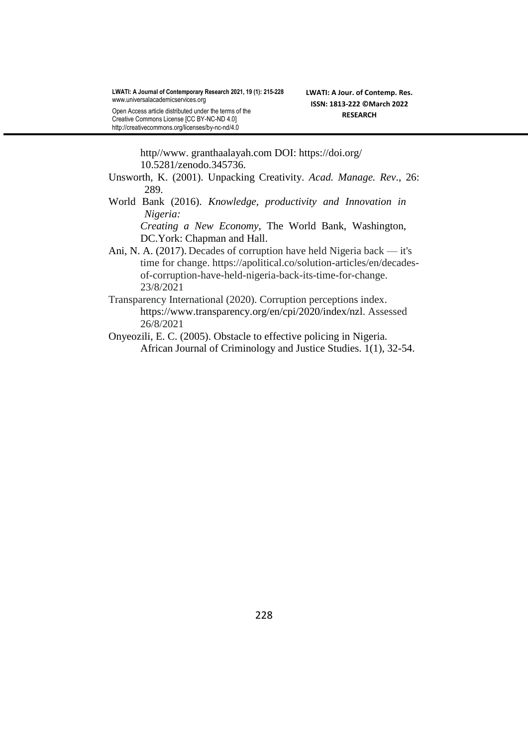http//www. granthaalayah.com DOI: https://doi.org/ 10.5281/zenodo.345736.

Unsworth, K. (2001). Unpacking Creativity. *Acad. Manage. Rev*., 26: 289.

World Bank (2016). *Knowledge, productivity and Innovation in Nigeria: Creating a New Economy*, The World Bank, Washington, DC.York: Chapman and Hall.

Ani, N. A. (2017). Decades of corruption have held Nigeria back — it's time for change. https://apolitical.co/solution-articles/en/decades-of-corruption-have-held-nigeria-back-its-time-for-change. 23/8/2021

Transparency International (2020). Corruption perceptions index. https://www.transparency.org/en/cpi/2020/index/nzl. Assessed 26/8/2021

Onyeozili, E. C. (2005). Obstacle to effective policing in Nigeria. African Journal of Criminology and Justice Studies. 1(1), 32-54.